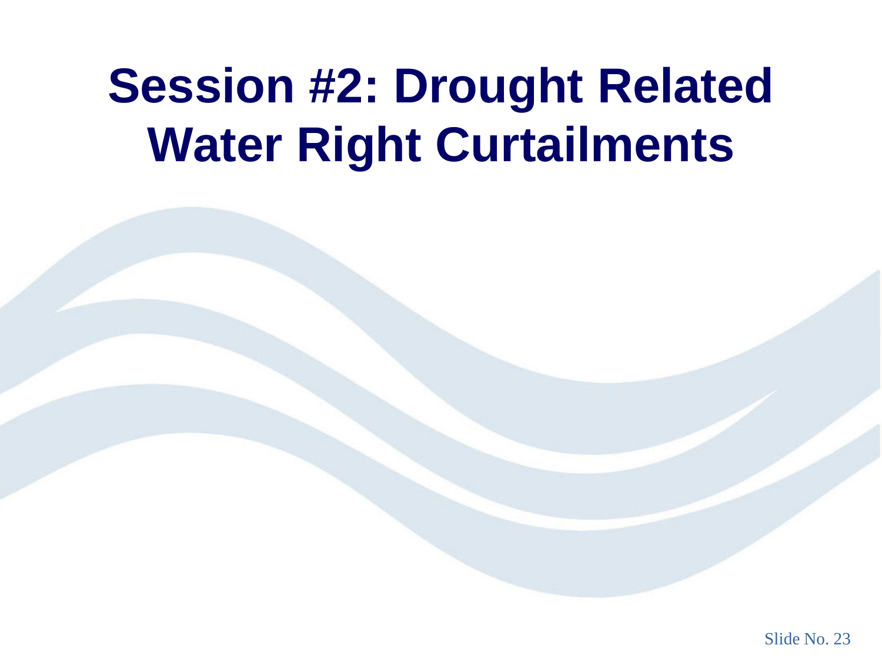# Session #2: Drought Related Water Right Curtailments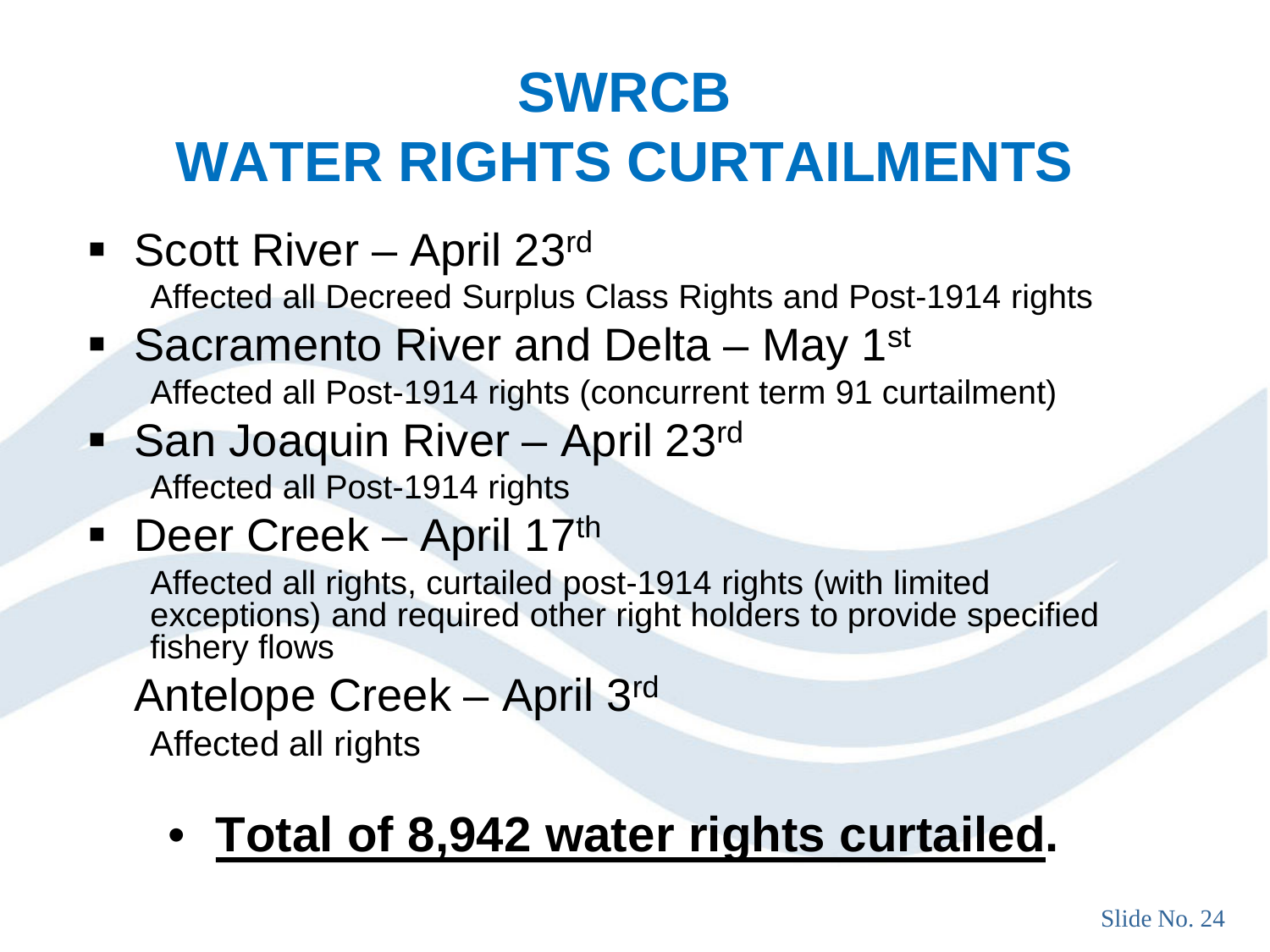# SWRCB

# WATER RIGHTS CURTAILMENTS

- Scott River – April 23rd

  Affected all Decreed Surplus Class Rights and Post-1914 rights
- Sacramento River and Delta – May 1st

  Affected all Post-1914 rights (concurrent term 91 curtailment)
- San Joaquin River – April 23rd

  Affected all Post-1914 rights
- Deer Creek – April 17th

  Affected all rights, curtailed post-1914 rights (with limited exceptions) and required other right holders to provide specified fishery flows

Antelope Creek – April 3rd

Affected all rights

- **Total of 8,942 water rights curtailed.**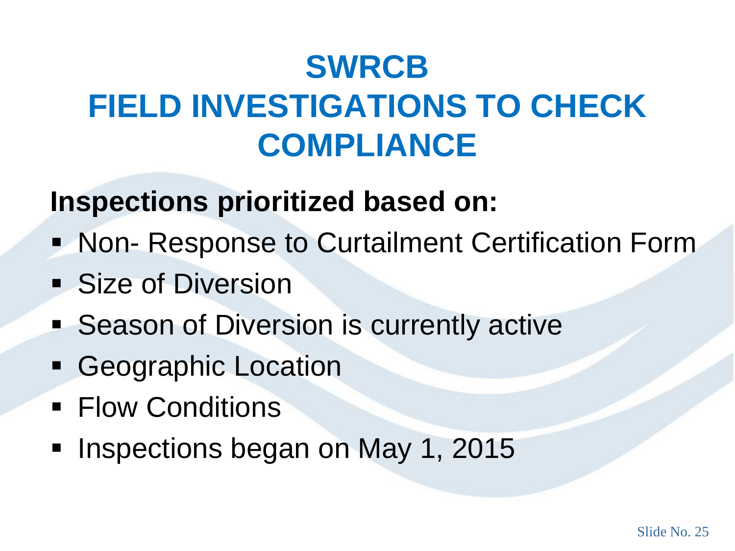# SWRCB
# FIELD INVESTIGATIONS TO CHECK COMPLIANCE

**Inspections prioritized based on:**

- Non- Response to Curtailment Certification Form
- Size of Diversion
- Season of Diversion is currently active
- Geographic Location
- Flow Conditions
- Inspections began on May 1, 2015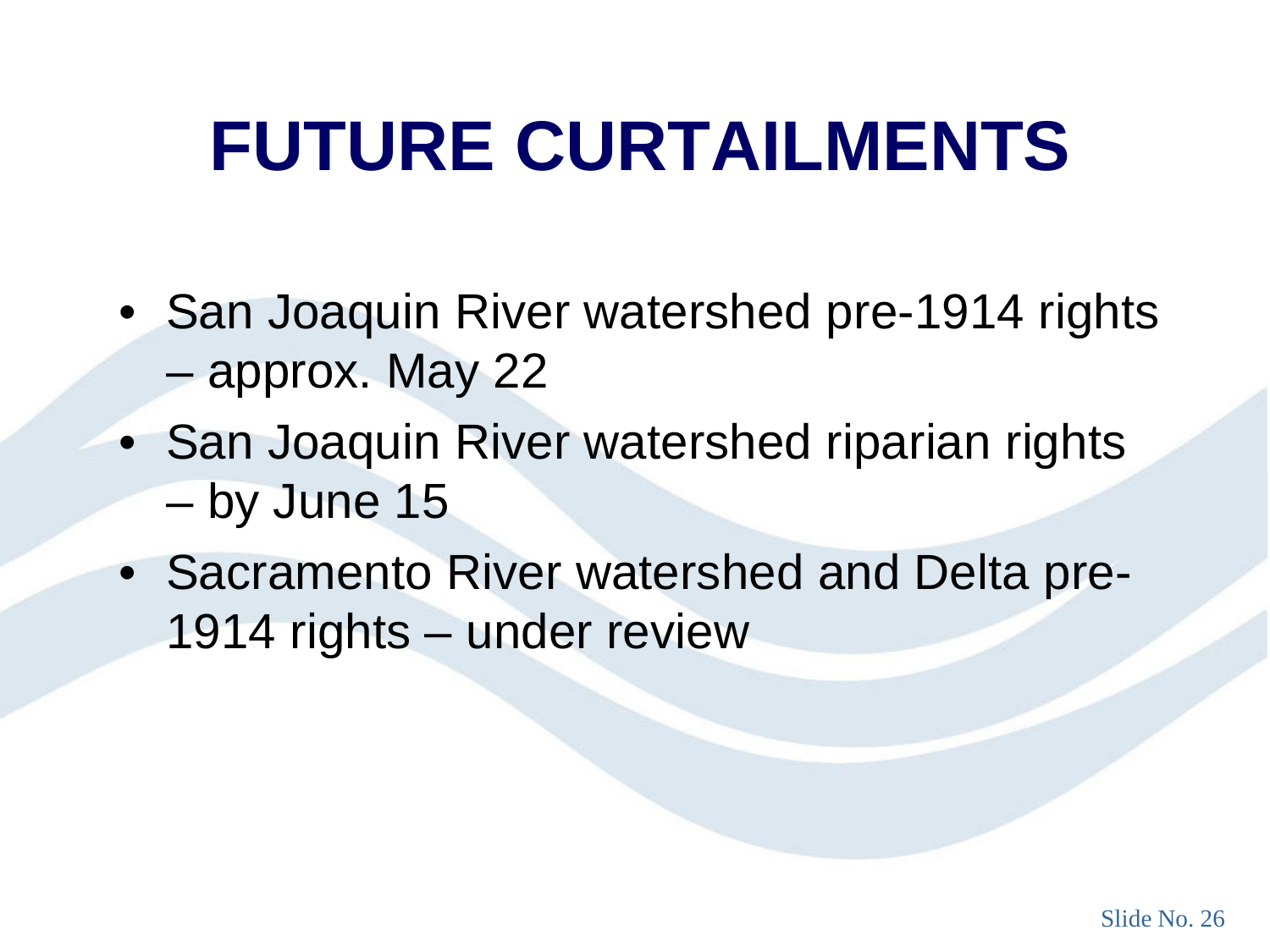# FUTURE CURTAILMENTS

- San Joaquin River watershed pre-1914 rights – approx. May 22
- San Joaquin River watershed riparian rights – by June 15
- Sacramento River watershed and Delta pre-1914 rights – under review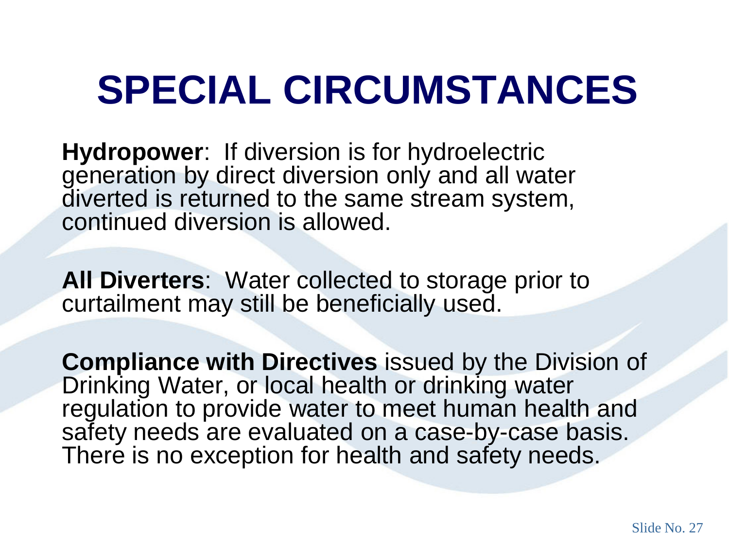# SPECIAL CIRCUMSTANCES

**Hydropower**: If diversion is for hydroelectric generation by direct diversion only and all water diverted is returned to the same stream system, continued diversion is allowed.

**All Diverters**: Water collected to storage prior to curtailment may still be beneficially used.

**Compliance with Directives** issued by the Division of Drinking Water, or local health or drinking water regulation to provide water to meet human health and safety needs are evaluated on a case-by-case basis. There is no exception for health and safety needs.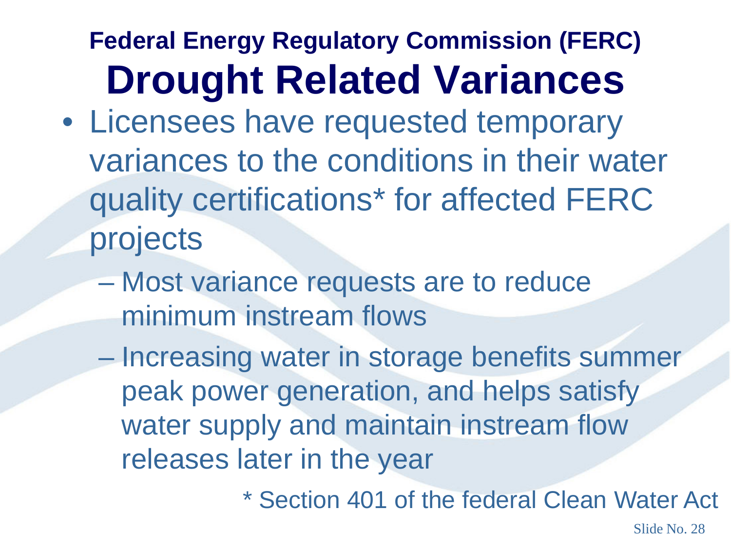## Federal Energy Regulatory Commission (FERC)

# Drought Related Variances

- Licensees have requested temporary variances to the conditions in their water quality certifications* for affected FERC projects
  - Most variance requests are to reduce minimum instream flows
  - Increasing water in storage benefits summer peak power generation, and helps satisfy water supply and maintain instream flow releases later in the year

* Section 401 of the federal Clean Water Act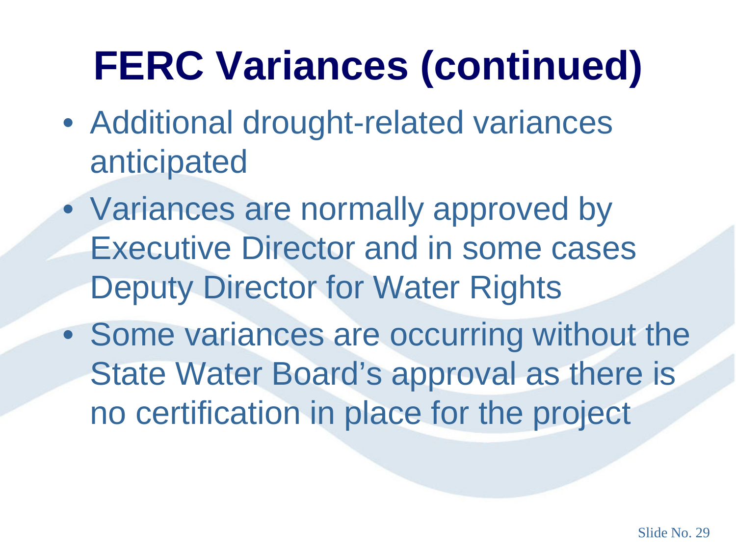# FERC Variances (continued)

- Additional drought-related variances anticipated
- Variances are normally approved by Executive Director and in some cases Deputy Director for Water Rights
- Some variances are occurring without the State Water Board's approval as there is no certification in place for the project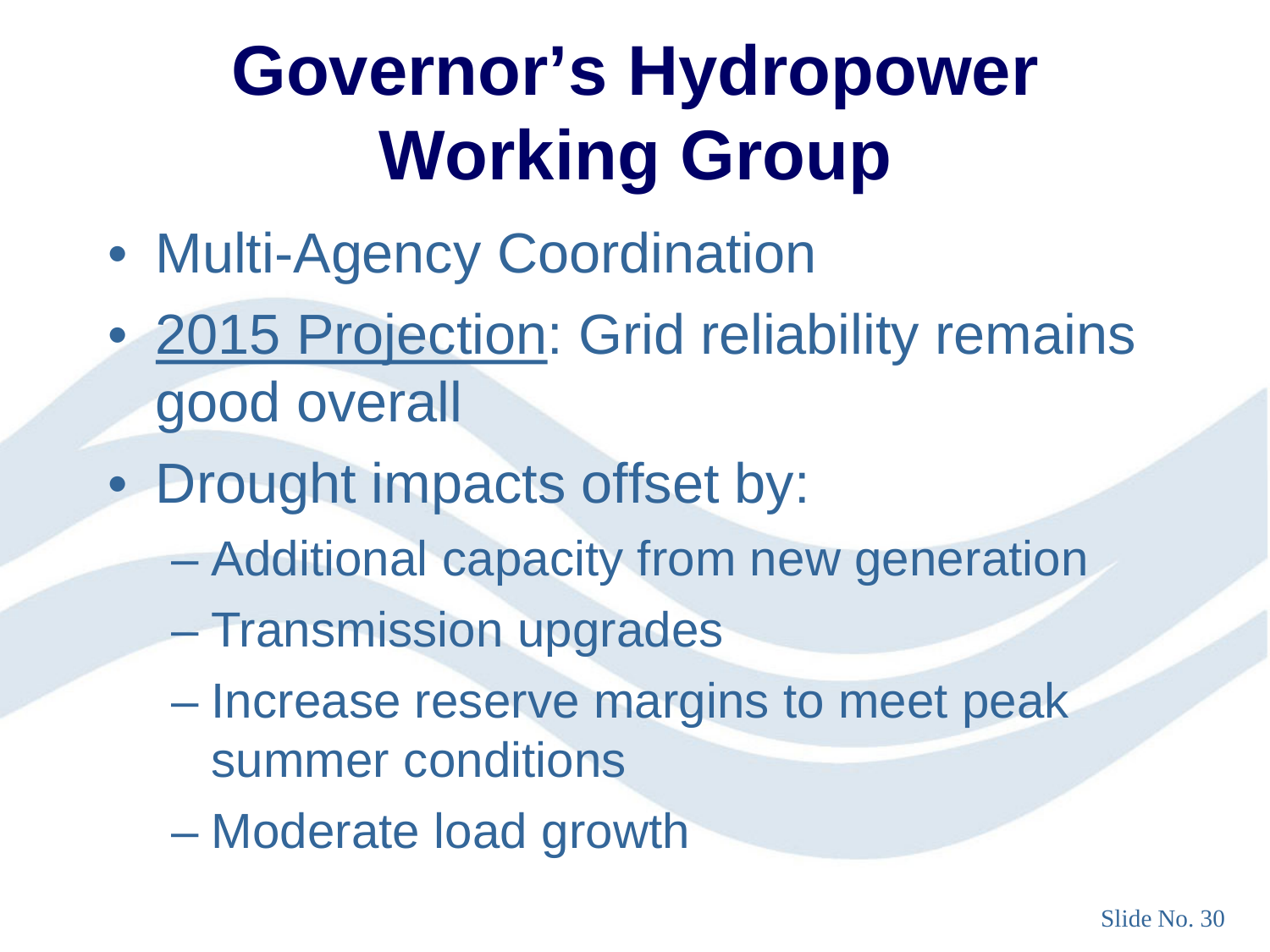# Governor's Hydropower Working Group

- Multi-Agency Coordination
- 2015 Projection: Grid reliability remains good overall
- Drought impacts offset by:
  - Additional capacity from new generation
  - Transmission upgrades
  - Increase reserve margins to meet peak summer conditions
  - Moderate load growth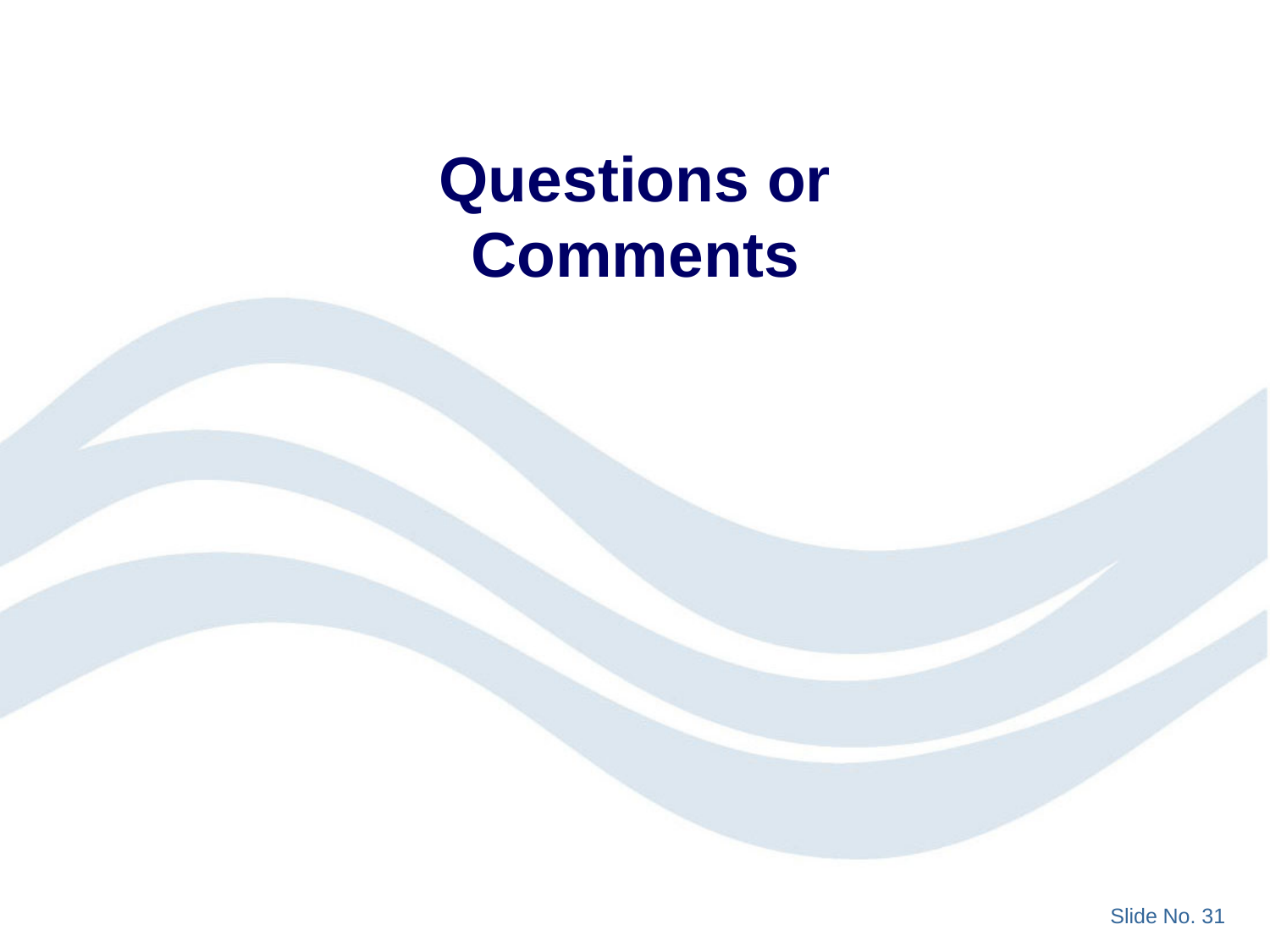# Questions or Comments